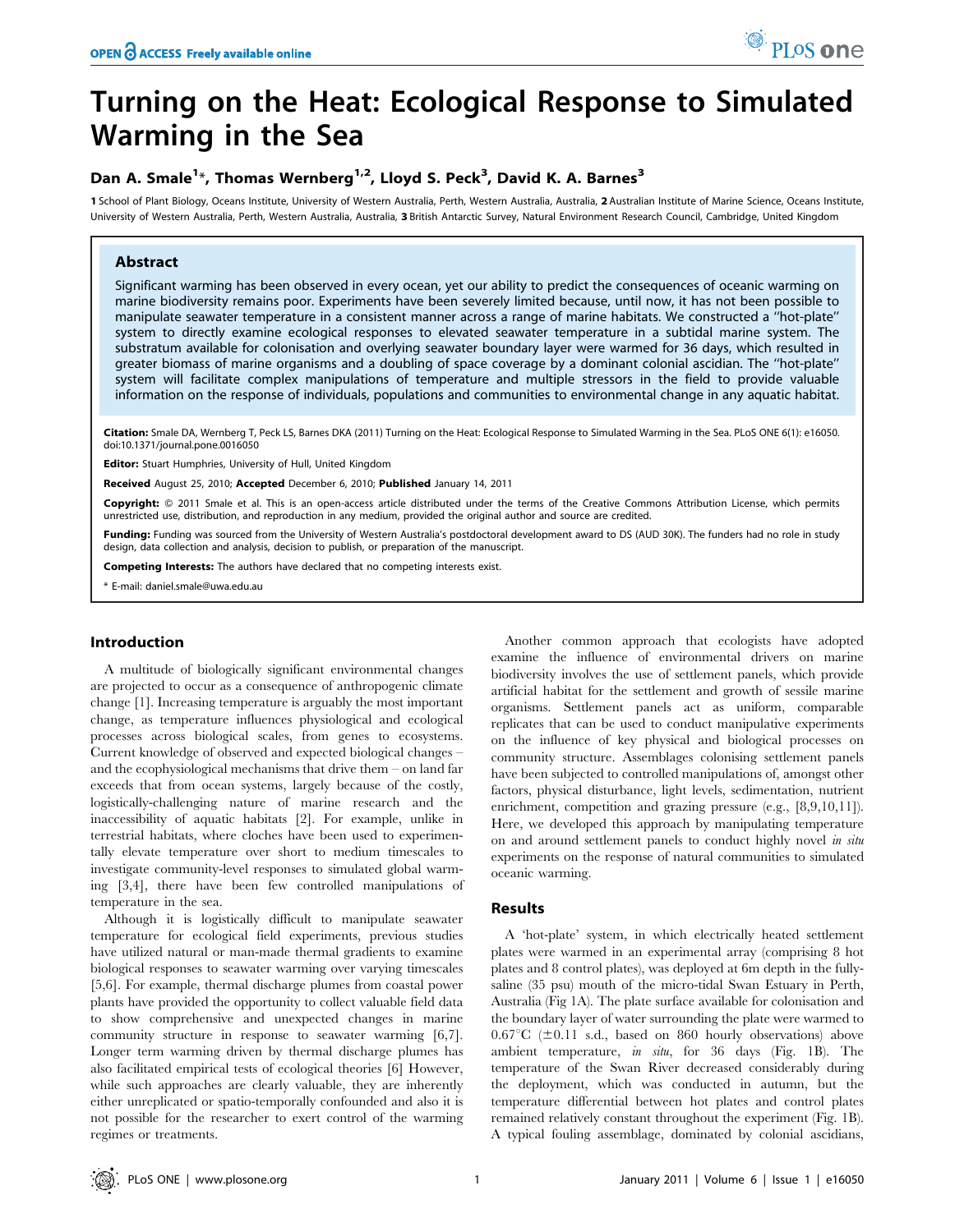# Turning on the Heat: Ecological Response to Simulated Warming in the Sea

**Dan A. Smale[1]*, Thomas Wernberg[1,2], Lloyd S. Peck[3], David K. A. Barnes[3]**

1 School of Plant Biology, Oceans Institute, University of Western Australia, Perth, Western Australia, Australia, 2 Australian Institute of Marine Science, Oceans Institute, University of Western Australia, Perth, Western Australia, Australia, 3 British Antarctic Survey, Natural Environment Research Council, Cambridge, United Kingdom

## Abstract

Significant warming has been observed in every ocean, yet our ability to predict the consequences of oceanic warming on marine biodiversity remains poor. Experiments have been severely limited because, until now, it has not been possible to manipulate seawater temperature in a consistent manner across a range of marine habitats. We constructed a ''hot-plate'' system to directly examine ecological responses to elevated seawater temperature in a subtidal marine system. The substratum available for colonisation and overlying seawater boundary layer were warmed for 36 days, which resulted in greater biomass of marine organisms and a doubling of space coverage by a dominant colonial ascidian. The ''hot-plate'' system will facilitate complex manipulations of temperature and multiple stressors in the field to provide valuable information on the response of individuals, populations and communities to environmental change in any aquatic habitat.

**Citation:** Smale DA, Wernberg T, Peck LS, Barnes DKA (2011) Turning on the Heat: Ecological Response to Simulated Warming in the Sea. PLoS ONE 6(1): e16050. doi:10.1371/journal.pone.0016050

**Editor:** Stuart Humphries, University of Hull, United Kingdom

**Received** August 25, 2010; **Accepted** December 6, 2010; **Published** January 14, 2011

**Copyright:** © 2011 Smale et al. This is an open-access article distributed under the terms of the Creative Commons Attribution License, which permits unrestricted use, distribution, and reproduction in any medium, provided the original author and source are credited.

**Funding:** Funding was sourced from the University of Western Australia's postdoctoral development award to DS (AUD 30K). The funders had no role in study design, data collection and analysis, decision to publish, or preparation of the manuscript.

**Competing Interests:** The authors have declared that no competing interests exist.

* E-mail: daniel.smale@uwa.edu.au

## Introduction

A multitude of biologically significant environmental changes are projected to occur as a consequence of anthropogenic climate change [1]. Increasing temperature is arguably the most important change, as temperature influences physiological and ecological processes across biological scales, from genes to ecosystems. Current knowledge of observed and expected biological changes – and the ecophysiological mechanisms that drive them – on land far exceeds that from ocean systems, largely because of the costly, logistically-challenging nature of marine research and the inaccessibility of aquatic habitats [2]. For example, unlike in terrestrial habitats, where cloches have been used to experimentally elevate temperature over short to medium timescales to investigate community-level responses to simulated global warming [3,4], there have been few controlled manipulations of temperature in the sea.

Although it is logistically difficult to manipulate seawater temperature for ecological field experiments, previous studies have utilized natural or man-made thermal gradients to examine biological responses to seawater warming over varying timescales [5,6]. For example, thermal discharge plumes from coastal power plants have provided the opportunity to collect valuable field data to show comprehensive and unexpected changes in marine community structure in response to seawater warming [6,7]. Longer term warming driven by thermal discharge plumes has also facilitated empirical tests of ecological theories [6] However, while such approaches are clearly valuable, they are inherently either unreplicated or spatio-temporally confounded and also it is not possible for the researcher to exert control of the warming regimes or treatments.

Another common approach that ecologists have adopted examine the influence of environmental drivers on marine biodiversity involves the use of settlement panels, which provide artificial habitat for the settlement and growth of sessile marine organisms. Settlement panels act as uniform, comparable replicates that can be used to conduct manipulative experiments on the influence of key physical and biological processes on community structure. Assemblages colonising settlement panels have been subjected to controlled manipulations of, amongst other factors, physical disturbance, light levels, sedimentation, nutrient enrichment, competition and grazing pressure (e.g., [8,9,10,11]). Here, we developed this approach by manipulating temperature on and around settlement panels to conduct highly novel *in situ* experiments on the response of natural communities to simulated oceanic warming.

## Results

A 'hot-plate' system, in which electrically heated settlement plates were warmed in an experimental array (comprising 8 hot plates and 8 control plates), was deployed at 6m depth in the fully-saline (35 psu) mouth of the micro-tidal Swan Estuary in Perth, Australia (Fig 1A). The plate surface available for colonisation and the boundary layer of water surrounding the plate were warmed to 0.67°C (±0.11 s.d., based on 860 hourly observations) above ambient temperature, *in situ*, for 36 days (Fig. 1B). The temperature of the Swan River decreased considerably during the deployment, which was conducted in autumn, but the temperature differential between hot plates and control plates remained relatively constant throughout the experiment (Fig. 1B). A typical fouling assemblage, dominated by colonial ascidians,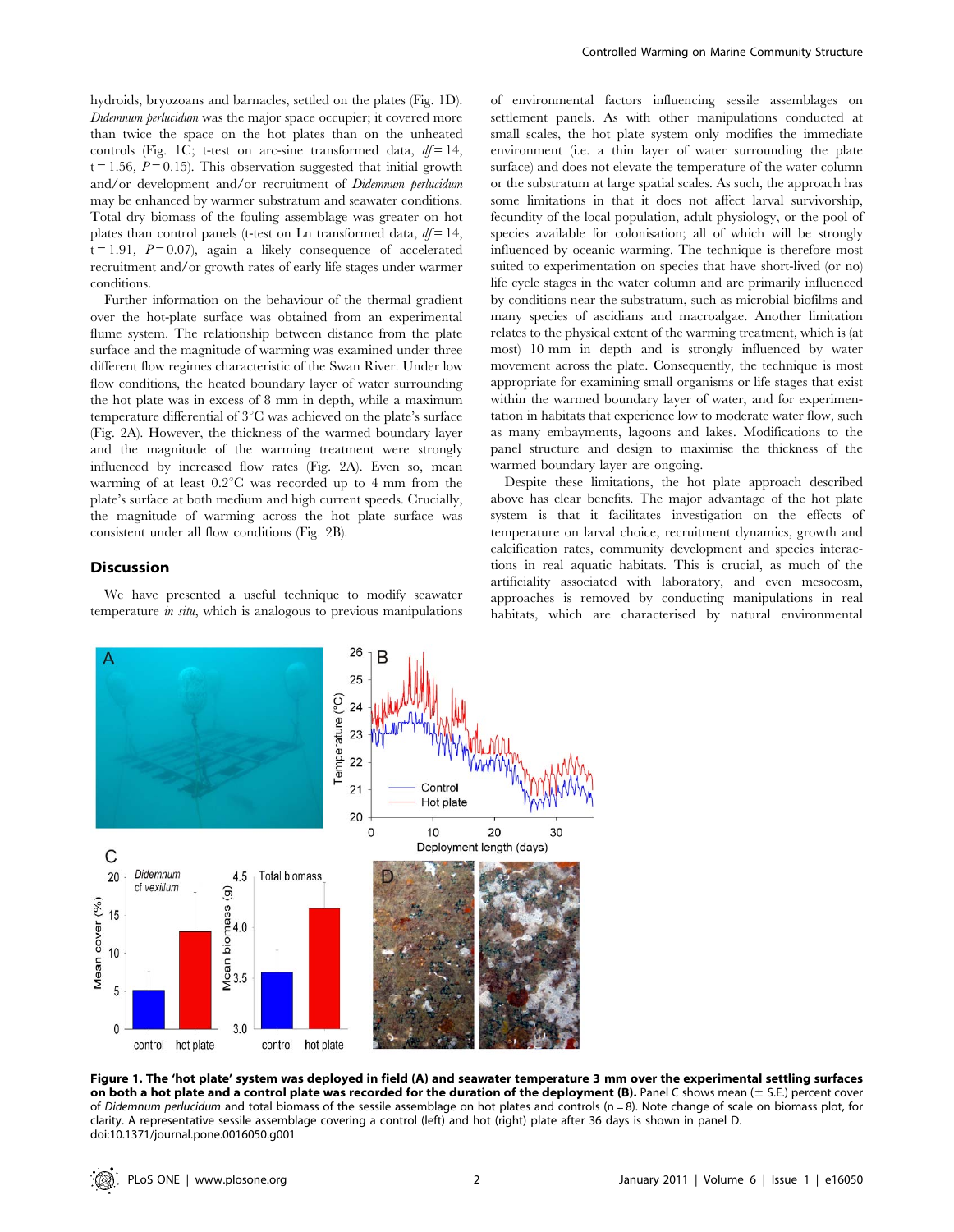hydroids, bryozoans and barnacles, settled on the plates (Fig. 1D). *Didemnum perlucidum* was the major space occupier; it covered more than twice the space on the hot plates than on the unheated controls (Fig. 1C; t-test on arc-sine transformed data, $df = 14$, $t = 1.56$, $P = 0.15$). This observation suggested that initial growth and/or development and/or recruitment of *Didemnum perlucidum* may be enhanced by warmer substratum and seawater conditions. Total dry biomass of the fouling assemblage was greater on hot plates than control panels (t-test on Ln transformed data, $df = 14$, $t = 1.91$, $P = 0.07$), again a likely consequence of accelerated recruitment and/or growth rates of early life stages under warmer conditions.

Further information on the behaviour of the thermal gradient over the hot-plate surface was obtained from an experimental flume system. The relationship between distance from the plate surface and the magnitude of warming was examined under three different flow regimes characteristic of the Swan River. Under low flow conditions, the heated boundary layer of water surrounding the hot plate was in excess of 8 mm in depth, while a maximum temperature differential of 3°C was achieved on the plate's surface (Fig. 2A). However, the thickness of the warmed boundary layer and the magnitude of the warming treatment were strongly influenced by increased flow rates (Fig. 2A). Even so, mean warming of at least 0.2°C was recorded up to 4 mm from the plate's surface at both medium and high current speeds. Crucially, the magnitude of warming across the hot plate surface was consistent under all flow conditions (Fig. 2B).

## Discussion

We have presented a useful technique to modify seawater temperature *in situ*, which is analogous to previous manipulations of environmental factors influencing sessile assemblages on settlement panels. As with other manipulations conducted at small scales, the hot plate system only modifies the immediate environment (i.e. a thin layer of water surrounding the plate surface) and does not elevate the temperature of the water column or the substratum at large spatial scales. As such, the approach has some limitations in that it does not affect larval survivorship, fecundity of the local population, adult physiology, or the pool of species available for colonisation; all of which will be strongly influenced by oceanic warming. The technique is therefore most suited to experimentation on species that have short-lived (or no) life cycle stages in the water column and are primarily influenced by conditions near the substratum, such as microbial biofilms and many species of ascidians and macroalgae. Another limitation relates to the physical extent of the warming treatment, which is (at most) 10 mm in depth and is strongly influenced by water movement across the plate. Consequently, the technique is most appropriate for examining small organisms or life stages that exist within the warmed boundary layer of water, and for experimentation in habitats that experience low to moderate water flow, such as many embayments, lagoons and lakes. Modifications to the panel structure and design to maximise the thickness of the warmed boundary layer are ongoing.

Despite these limitations, the hot plate approach described above has clear benefits. The major advantage of the hot plate system is that it facilitates investigation on the effects of temperature on larval choice, recruitment dynamics, growth and calcification rates, community development and species interactions in real aquatic habitats. This is crucial, as much of the artificiality associated with laboratory, and even mesocosm, approaches is removed by conducting manipulations in real habitats, which are characterised by natural environmental

**Figure 1. The 'hot plate' system was deployed in field (A) and seawater temperature 3 mm over the experimental settling surfaces on both a hot plate and a control plate was recorded for the duration of the deployment (B).** Panel C shows mean (± S.E.) percent cover of *Didemnum perlucidum* and total biomass of the sessile assemblage on hot plates and controls (n = 8). Note change of scale on biomass plot, for clarity. A representative sessile assemblage covering a control (left) and hot (right) plate after 36 days is shown in panel D.
doi:10.1371/journal.pone.0016050.g001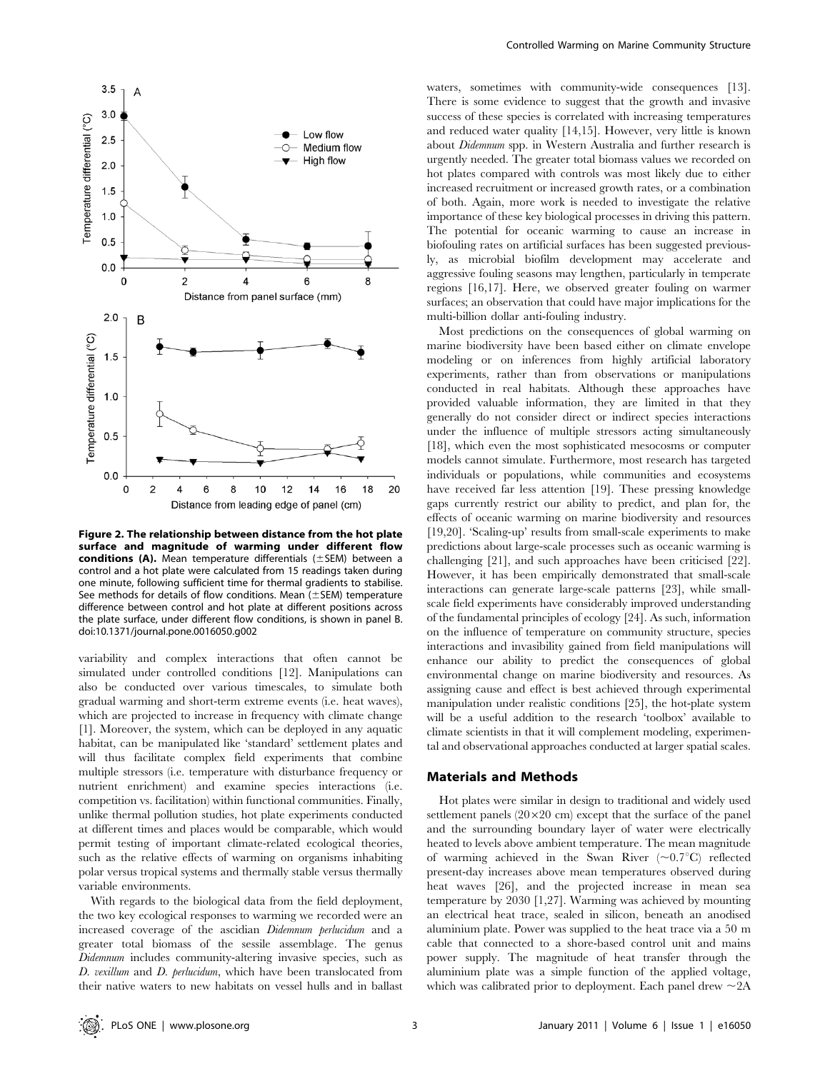**Figure 2. The relationship between distance from the hot plate surface and magnitude of warming under different flow conditions (A).** Mean temperature differentials (±SEM) between a control and a hot plate were calculated from 15 readings taken during one minute, following sufficient time for thermal gradients to stabilise. See methods for details of flow conditions. Mean (±SEM) temperature difference between control and hot plate at different positions across the plate surface, under different flow conditions, is shown in panel B. doi:10.1371/journal.pone.0016050.g002

variability and complex interactions that often cannot be simulated under controlled conditions [12]. Manipulations can also be conducted over various timescales, to simulate both gradual warming and short-term extreme events (i.e. heat waves), which are projected to increase in frequency with climate change [1]. Moreover, the system, which can be deployed in any aquatic habitat, can be manipulated like 'standard' settlement plates and will thus facilitate complex field experiments that combine multiple stressors (i.e. temperature with disturbance frequency or nutrient enrichment) and examine species interactions (i.e. competition vs. facilitation) within functional communities. Finally, unlike thermal pollution studies, hot plate experiments conducted at different times and places would be comparable, which would permit testing of important climate-related ecological theories, such as the relative effects of warming on organisms inhabiting polar versus tropical systems and thermally stable versus thermally variable environments.

With regards to the biological data from the field deployment, the two key ecological responses to warming we recorded were an increased coverage of the ascidian *Didemnum perlucidum* and a greater total biomass of the sessile assemblage. The genus *Didemnum* includes community-altering invasive species, such as *D. vexillum* and *D. perlucidum*, which have been translocated from their native waters to new habitats on vessel hulls and in ballast waters, sometimes with community-wide consequences [13]. There is some evidence to suggest that the growth and invasive success of these species is correlated with increasing temperatures and reduced water quality [14,15]. However, very little is known about *Didemnum* spp. in Western Australia and further research is urgently needed. The greater total biomass values we recorded on hot plates compared with controls was most likely due to either increased recruitment or increased growth rates, or a combination of both. Again, more work is needed to investigate the relative importance of these key biological processes in driving this pattern. The potential for oceanic warming to cause an increase in biofouling rates on artificial surfaces has been suggested previously, as microbial biofilm development may accelerate and aggressive fouling seasons may lengthen, particularly in temperate regions [16,17]. Here, we observed greater fouling on warmer surfaces; an observation that could have major implications for the multi-billion dollar anti-fouling industry.

Most predictions on the consequences of global warming on marine biodiversity have been based either on climate envelope modeling or on inferences from highly artificial laboratory experiments, rather than from observations or manipulations conducted in real habitats. Although these approaches have provided valuable information, they are limited in that they generally do not consider direct or indirect species interactions under the influence of multiple stressors acting simultaneously [18], which even the most sophisticated mesocosms or computer models cannot simulate. Furthermore, most research has targeted individuals or populations, while communities and ecosystems have received far less attention [19]. These pressing knowledge gaps currently restrict our ability to predict, and plan for, the effects of oceanic warming on marine biodiversity and resources [19,20]. 'Scaling-up' results from small-scale experiments to make predictions about large-scale processes such as oceanic warming is challenging [21], and such approaches have been criticised [22]. However, it has been empirically demonstrated that small-scale interactions can generate large-scale patterns [23], while small-scale field experiments have considerably improved understanding of the fundamental principles of ecology [24]. As such, information on the influence of temperature on community structure, species interactions and invasibility gained from field manipulations will enhance our ability to predict the consequences of global environmental change on marine biodiversity and resources. As assigning cause and effect is best achieved through experimental manipulation under realistic conditions [25], the hot-plate system will be a useful addition to the research 'toolbox' available to climate scientists in that it will complement modeling, experimental and observational approaches conducted at larger spatial scales.

## Materials and Methods

Hot plates were similar in design to traditional and widely used settlement panels (20×20 cm) except that the surface of the panel and the surrounding boundary layer of water were electrically heated to levels above ambient temperature. The mean magnitude of warming achieved in the Swan River (~0.7°C) reflected present-day increases above mean temperatures observed during heat waves [26], and the projected increase in mean sea temperature by 2030 [1,27]. Warming was achieved by mounting an electrical heat trace, sealed in silicon, beneath an anodised aluminium plate. Power was supplied to the heat trace via a 50 m cable that connected to a shore-based control unit and mains power supply. The magnitude of heat transfer through the aluminium plate was a simple function of the applied voltage, which was calibrated prior to deployment. Each panel drew ~2A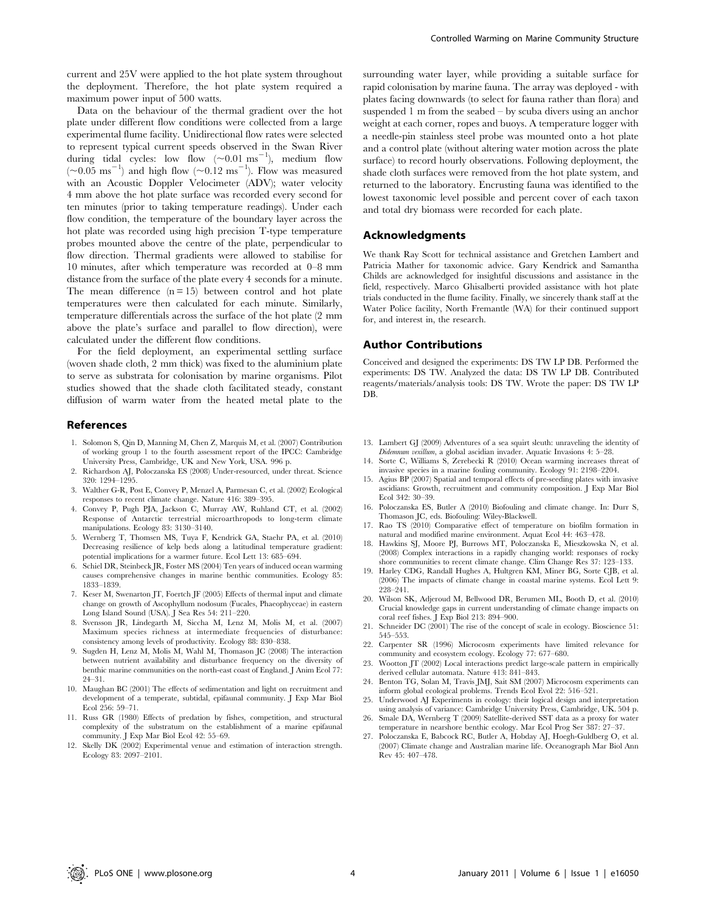current and 25V were applied to the hot plate system throughout the deployment. Therefore, the hot plate system required a maximum power input of 500 watts.

Data on the behaviour of the thermal gradient over the hot plate under different flow conditions were collected from a large experimental flume facility. Unidirectional flow rates were selected to represent typical current speeds observed in the Swan River during tidal cycles: low flow ($\sim$0.01 ms$^{-1}$), medium flow ($\sim$0.05 ms$^{-1}$) and high flow ($\sim$0.12 ms$^{-1}$). Flow was measured with an Acoustic Doppler Velocimeter (ADV); water velocity 4 mm above the hot plate surface was recorded every second for ten minutes (prior to taking temperature readings). Under each flow condition, the temperature of the boundary layer across the hot plate was recorded using high precision T-type temperature probes mounted above the centre of the plate, perpendicular to flow direction. Thermal gradients were allowed to stabilise for 10 minutes, after which temperature was recorded at 0–8 mm distance from the surface of the plate every 4 seconds for a minute. The mean difference ($n = 15$) between control and hot plate temperatures were then calculated for each minute. Similarly, temperature differentials across the surface of the hot plate (2 mm above the plate's surface and parallel to flow direction), were calculated under the different flow conditions.

For the field deployment, an experimental settling surface (woven shade cloth, 2 mm thick) was fixed to the aluminium plate to serve as substrata for colonisation by marine organisms. Pilot studies showed that the shade cloth facilitated steady, constant diffusion of warm water from the heated metal plate to the surrounding water layer, while providing a suitable surface for rapid colonisation by marine fauna. The array was deployed - with plates facing downwards (to select for fauna rather than flora) and suspended 1 m from the seabed – by scuba divers using an anchor weight at each corner, ropes and buoys. A temperature logger with a needle-pin stainless steel probe was mounted onto a hot plate and a control plate (without altering water motion across the plate surface) to record hourly observations. Following deployment, the shade cloth surfaces were removed from the hot plate system, and returned to the laboratory. Encrusting fauna was identified to the lowest taxonomic level possible and percent cover of each taxon and total dry biomass were recorded for each plate.

## Acknowledgments

We thank Ray Scott for technical assistance and Gretchen Lambert and Patricia Mather for taxonomic advice. Gary Kendrick and Samantha Childs are acknowledged for insightful discussions and assistance in the field, respectively. Marco Ghisalberti provided assistance with hot plate trials conducted in the flume facility. Finally, we sincerely thank staff at the Water Police facility, North Fremantle (WA) for their continued support for, and interest in, the research.

## Author Contributions

Conceived and designed the experiments: DS TW LP DB. Performed the experiments: DS TW. Analyzed the data: DS TW LP DB. Contributed reagents/materials/analysis tools: DS TW. Wrote the paper: DS TW LP DB.

## References

1. Solomon S, Qin D, Manning M, Chen Z, Marquis M, et al. (2007) Contribution of working group 1 to the fourth assessment report of the IPCC: Cambridge University Press, Cambridge, UK and New York, USA. 996 p.
2. Richardson AJ, Poloczanska ES (2008) Under-resourced, under threat. Science 320: 1294–1295.
3. Walther G-R, Post E, Convey P, Menzel A, Parmesan C, et al. (2002) Ecological responses to recent climate change. Nature 416: 389–395.
4. Convey P, Pugh PJA, Jackson C, Murray AW, Ruhland CT, et al. (2002) Response of Antarctic terrestrial microarthropods to long-term climate manipulations. Ecology 83: 3130–3140.
5. Wernberg T, Thomsen MS, Tuya F, Kendrick GA, Staehr PA, et al. (2010) Decreasing resilience of kelp beds along a latitudinal temperature gradient: potential implications for a warmer future. Ecol Lett 13: 685–694.
6. Schiel DR, Steinbeck JR, Foster MS (2004) Ten years of induced ocean warming causes comprehensive changes in marine benthic communities. Ecology 85: 1833–1839.
7. Keser M, Swenarton JT, Foertch JF (2005) Effects of thermal input and climate change on growth of Ascophyllum nodosum (Fucales, Phaeophyceae) in eastern Long Island Sound (USA). J Sea Res 54: 211–220.
8. Svensson JR, Lindegarth M, Siccha M, Lenz M, Molis M, et al. (2007) Maximum species richness at intermediate frequencies of disturbance: consistency among levels of productivity. Ecology 88: 830–838.
9. Sugden H, Lenz M, Molis M, Wahl M, Thomason JC (2008) The interaction between nutrient availability and disturbance frequency on the diversity of benthic marine communities on the north-east coast of England. J Anim Ecol 77: 24–31.
10. Maughan BC (2001) The effects of sedimentation and light on recruitment and development of a temperate, subtidal, epifaunal community. J Exp Mar Biol Ecol 256: 59–71.
11. Russ GR (1980) Effects of predation by fishes, competition, and structural complexity of the substratum on the establishment of a marine epifaunal community. J Exp Mar Biol Ecol 42: 55–69.
12. Skelly DK (2002) Experimental venue and estimation of interaction strength. Ecology 83: 2097–2101.
13. Lambert GJ (2009) Adventures of a sea squirt sleuth: unraveling the identity of *Didemnum vexillum*, a global ascidian invader. Aquatic Invasions 4: 5–28.
14. Sorte C, Williams S, Zerebecki R (2010) Ocean warming increases threat of invasive species in a marine fouling community. Ecology 91: 2198–2204.
15. Agius BP (2007) Spatial and temporal effects of pre-seeding plates with invasive ascidians: Growth, recruitment and community composition. J Exp Mar Biol Ecol 342: 30–39.
16. Poloczanska ES, Butler A (2010) Biofouling and climate change. In: Durr S, Thomason JC, eds. Biofouling: Wiley-Blackwell.
17. Rao TS (2010) Comparative effect of temperature on biofilm formation in natural and modified marine environment. Aquat Ecol 44: 463–478.
18. Hawkins SJ, Moore PJ, Burrows MT, Poloczanska E, Mieszkowska N, et al. (2008) Complex interactions in a rapidly changing world: responses of rocky shore communities to recent climate change. Clim Change Res 37: 123–133.
19. Harley CDG, Randall Hughes A, Hultgren KM, Miner BG, Sorte CJB, et al. (2006) The impacts of climate change in coastal marine systems. Ecol Lett 9: 228–241.
20. Wilson SK, Adjeroud M, Bellwood DR, Berumen ML, Booth D, et al. (2010) Crucial knowledge gaps in current understanding of climate change impacts on coral reef fishes. J Exp Biol 213: 894–900.
21. Schneider DC (2001) The rise of the concept of scale in ecology. Bioscience 51: 545–553.
22. Carpenter SR (1996) Microcosm experiments have limited relevance for community and ecosystem ecology. Ecology 77: 677–680.
23. Wootton JT (2002) Local interactions predict large-scale pattern in empirically derived cellular automata. Nature 413: 841–843.
24. Benton TG, Solan M, Travis JMJ, Sait SM (2007) Microcosm experiments can inform global ecological problems. Trends Ecol Evol 22: 516–521.
25. Underwood AJ Experiments in ecology: their logical design and interpretation using analysis of variance: Cambridge University Press, Cambridge, UK. 504 p.
26. Smale DA, Wernberg T (2009) Satellite-derived SST data as a proxy for water temperature in nearshore benthic ecology. Mar Ecol Prog Ser 387: 27–37.
27. Poloczanska E, Babcock RC, Butler A, Hobday AJ, Hoegh-Guldberg O, et al. (2007) Climate change and Australian marine life. Oceanograph Mar Biol Ann Rev 45: 407–478.